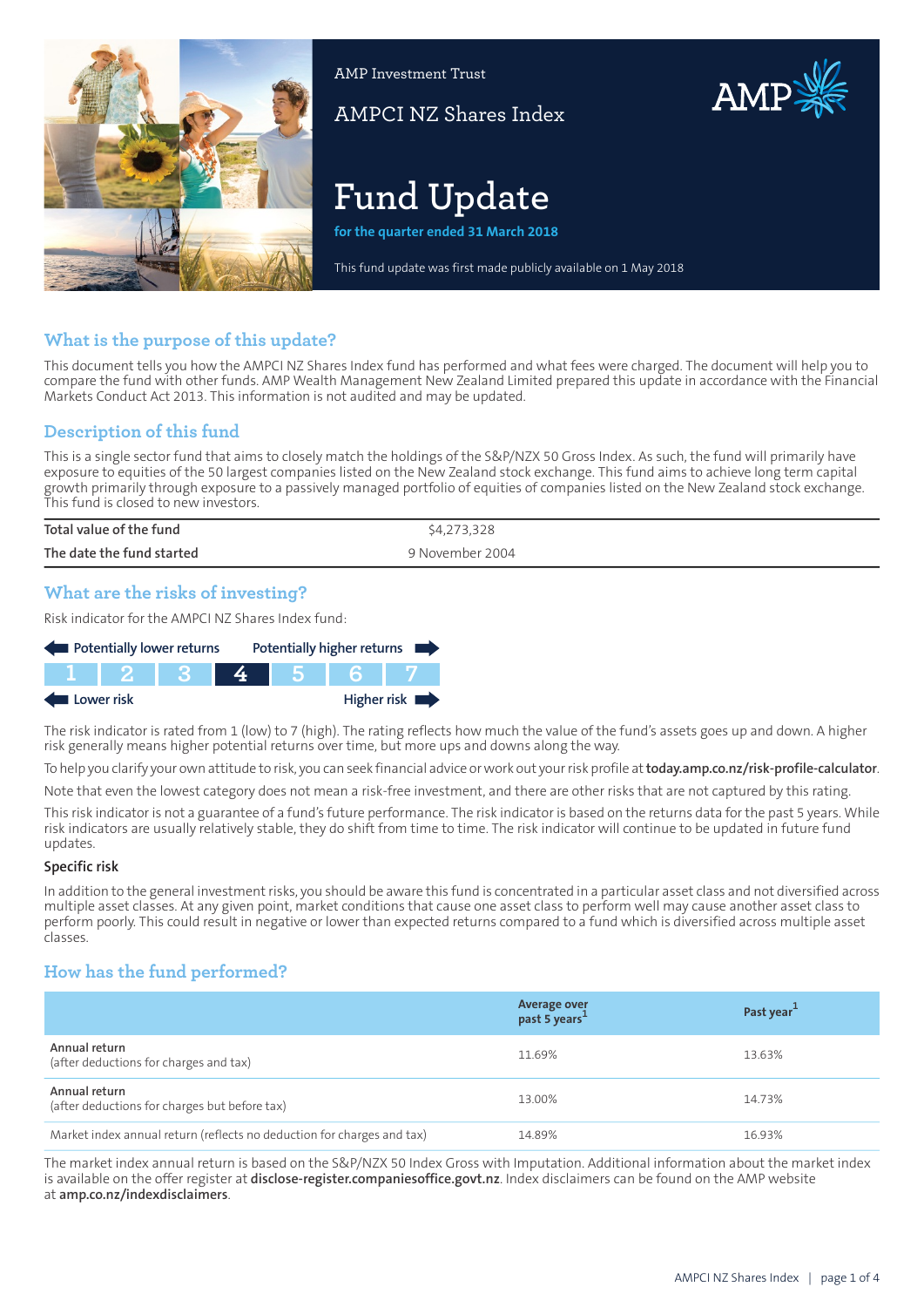AMP Investment Trust

AMPCI NZ Shares Index

# Fund Update

**for the quarter ended 31 March 2018**

This fund update was first made publicly available on 1 May 2018

## What is the purpose of this update?

This document tells you how the AMPCI NZ Shares Index fund has performed and what fees were charged. The document will help you to compare the fund with other funds. AMP Wealth Management New Zealand Limited prepared this update in accordance with the Financial Markets Conduct Act 2013. This information is not audited and may be updated.

## Description of this fund

This is a single sector fund that aims to closely match the holdings of the S&P/NZX 50 Gross Index. As such, the fund will primarily have exposure to equities of the 50 largest companies listed on the New Zealand stock exchange. This fund aims to achieve long term capital growth primarily through exposure to a passively managed portfolio of equities of companies listed on the New Zealand stock exchange. This fund is closed to new investors.

| | |
|---|---|
| **Total value of the fund** | $4,273,328 |
| **The date the fund started** | 9 November 2004 |

## What are the risks of investing?

Risk indicator for the AMPCI NZ Shares Index fund:

Potentially lower returns ← → Potentially higher returns

| 1 | 2 | 3 | **4** | 5 | 6 | 7 |
|---|---|---|---|---|---|---|

Lower risk ← → Higher risk

The risk indicator is rated from 1 (low) to 7 (high). The rating reflects how much the value of the fund's assets goes up and down. A higher risk generally means higher potential returns over time, but more ups and downs along the way.

To help you clarify your own attitude to risk, you can seek financial advice or work out your risk profile at **today.amp.co.nz/risk-profile-calculator**.

Note that even the lowest category does not mean a risk-free investment, and there are other risks that are not captured by this rating.

This risk indicator is not a guarantee of a fund's future performance. The risk indicator is based on the returns data for the past 5 years. While risk indicators are usually relatively stable, they do shift from time to time. The risk indicator will continue to be updated in future fund updates.

### Specific risk

In addition to the general investment risks, you should be aware this fund is concentrated in a particular asset class and not diversified across multiple asset classes. At any given point, market conditions that cause one asset class to perform well may cause another asset class to perform poorly. This could result in negative or lower than expected returns compared to a fund which is diversified across multiple asset classes.

## How has the fund performed?

| | Average over past 5 years[1] | Past year[1] |
|---|---|---|
| Annual return (after deductions for charges and tax) | 11.69% | 13.63% |
| Annual return (after deductions for charges but before tax) | 13.00% | 14.73% |
| Market index annual return (reflects no deduction for charges and tax) | 14.89% | 16.93% |

The market index annual return is based on the S&P/NZX 50 Index Gross with Imputation. Additional information about the market index is available on the offer register at **disclose-register.companiesoffice.govt.nz**. Index disclaimers can be found on the AMP website at **amp.co.nz/indexdisclaimers**.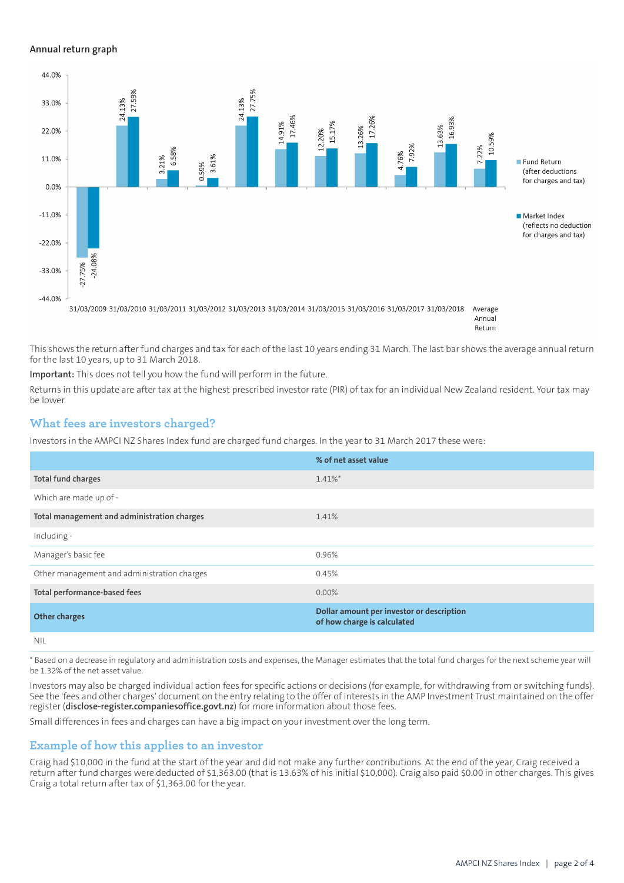### Annual return graph

| Year ending | Fund Return (after deductions for charges and tax) | Market Index (reflects no deduction for charges and tax) |
|---|---|---|
| 31/03/2009 | -27.75% | -24.08% |
| 31/03/2010 | 24.13% | 27.59% |
| 31/03/2011 | 3.21% | 6.58% |
| 31/03/2012 | 0.59% | 3.61% |
| 31/03/2013 | 24.13% | 27.75% |
| 31/03/2014 | 14.91% | 17.46% |
| 31/03/2015 | 12.20% | 15.17% |
| 31/03/2016 | 13.26% | 17.26% |
| 31/03/2017 | 4.76% | 7.92% |
| 31/03/2018 | 13.63% | 16.93% |
| Average Annual Return | 7.22% | 10.59% |

This shows the return after fund charges and tax for each of the last 10 years ending 31 March. The last bar shows the average annual return for the last 10 years, up to 31 March 2018.

**Important:** This does not tell you how the fund will perform in the future.

Returns in this update are after tax at the highest prescribed investor rate (PIR) of tax for an individual New Zealand resident. Your tax may be lower.

## What fees are investors charged?

Investors in the AMPCI NZ Shares Index fund are charged fund charges. In the year to 31 March 2017 these were:

| | % of net asset value |
|---|---|
| **Total fund charges** | 1.41%* |
| Which are made up of - | |
| **Total management and administration charges** | 1.41% |
| Including - | |
| Manager's basic fee | 0.96% |
| Other management and administration charges | 0.45% |
| **Total performance-based fees** | 0.00% |
| **Other charges** | **Dollar amount per investor or description of how charge is calculated** |
| NIL | |

\* Based on a decrease in regulatory and administration costs and expenses, the Manager estimates that the total fund charges for the next scheme year will be 1.32% of the net asset value.

Investors may also be charged individual action fees for specific actions or decisions (for example, for withdrawing from or switching funds). See the 'fees and other charges' document on the entry relating to the offer of interests in the AMP Investment Trust maintained on the offer register (**disclose-register.companiesoffice.govt.nz**) for more information about those fees.

Small differences in fees and charges can have a big impact on your investment over the long term.

## Example of how this applies to an investor

Craig had $10,000 in the fund at the start of the year and did not make any further contributions. At the end of the year, Craig received a return after fund charges were deducted of $1,363.00 (that is 13.63% of his initial $10,000). Craig also paid $0.00 in other charges. This gives Craig a total return after tax of $1,363.00 for the year.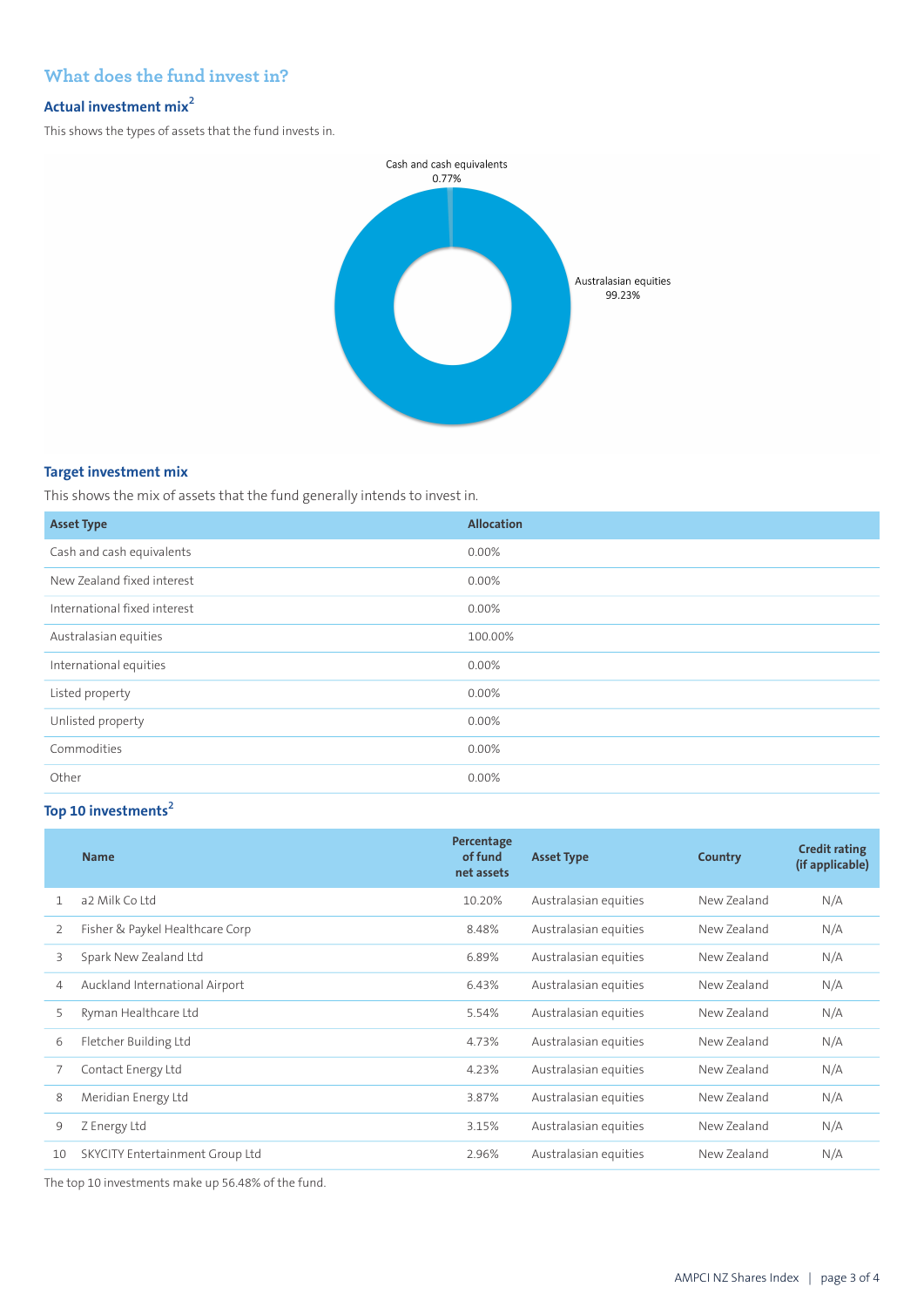## What does the fund invest in?

### Actual investment mix[2]

This shows the types of assets that the fund invests in.

Cash and cash equivalents 0.77%

Australasian equities 99.23%

### Target investment mix

This shows the mix of assets that the fund generally intends to invest in.

| Asset Type | Allocation |
|---|---|
| Cash and cash equivalents | 0.00% |
| New Zealand fixed interest | 0.00% |
| International fixed interest | 0.00% |
| Australasian equities | 100.00% |
| International equities | 0.00% |
| Listed property | 0.00% |
| Unlisted property | 0.00% |
| Commodities | 0.00% |
| Other | 0.00% |

### Top 10 investments[2]

| | Name | Percentage of fund net assets | Asset Type | Country | Credit rating (if applicable) |
|---|---|---|---|---|---|
| 1 | a2 Milk Co Ltd | 10.20% | Australasian equities | New Zealand | N/A |
| 2 | Fisher & Paykel Healthcare Corp | 8.48% | Australasian equities | New Zealand | N/A |
| 3 | Spark New Zealand Ltd | 6.89% | Australasian equities | New Zealand | N/A |
| 4 | Auckland International Airport | 6.43% | Australasian equities | New Zealand | N/A |
| 5 | Ryman Healthcare Ltd | 5.54% | Australasian equities | New Zealand | N/A |
| 6 | Fletcher Building Ltd | 4.73% | Australasian equities | New Zealand | N/A |
| 7 | Contact Energy Ltd | 4.23% | Australasian equities | New Zealand | N/A |
| 8 | Meridian Energy Ltd | 3.87% | Australasian equities | New Zealand | N/A |
| 9 | Z Energy Ltd | 3.15% | Australasian equities | New Zealand | N/A |
| 10 | SKYCITY Entertainment Group Ltd | 2.96% | Australasian equities | New Zealand | N/A |

The top 10 investments make up 56.48% of the fund.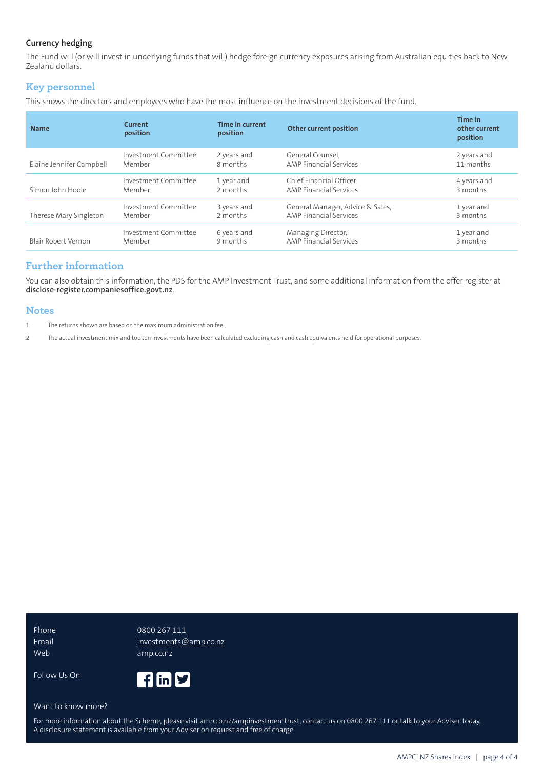### Currency hedging

The Fund will (or will invest in underlying funds that will) hedge foreign currency exposures arising from Australian equities back to New Zealand dollars.

## Key personnel

This shows the directors and employees who have the most influence on the investment decisions of the fund.

| Name | Current position | Time in current position | Other current position | Time in other current position |
| --- | --- | --- | --- | --- |
| Elaine Jennifer Campbell | Investment Committee Member | 2 years and 8 months | General Counsel, AMP Financial Services | 2 years and 11 months |
| Simon John Hoole | Investment Committee Member | 1 year and 2 months | Chief Financial Officer, AMP Financial Services | 4 years and 3 months |
| Therese Mary Singleton | Investment Committee Member | 3 years and 2 months | General Manager, Advice & Sales, AMP Financial Services | 1 year and 3 months |
| Blair Robert Vernon | Investment Committee Member | 6 years and 9 months | Managing Director, AMP Financial Services | 1 year and 3 months |

## Further information

You can also obtain this information, the PDS for the AMP Investment Trust, and some additional information from the offer register at **disclose-register.companiesoffice.govt.nz**.

## Notes

1 The returns shown are based on the maximum administration fee.

2 The actual investment mix and top ten investments have been calculated excluding cash and cash equivalents held for operational purposes.

Phone 0800 267 111
Email investments@amp.co.nz
Web amp.co.nz

Follow Us On

Want to know more?

For more information about the Scheme, please visit amp.co.nz/ampinvestmenttrust, contact us on 0800 267 111 or talk to your Adviser today. A disclosure statement is available from your Adviser on request and free of charge.